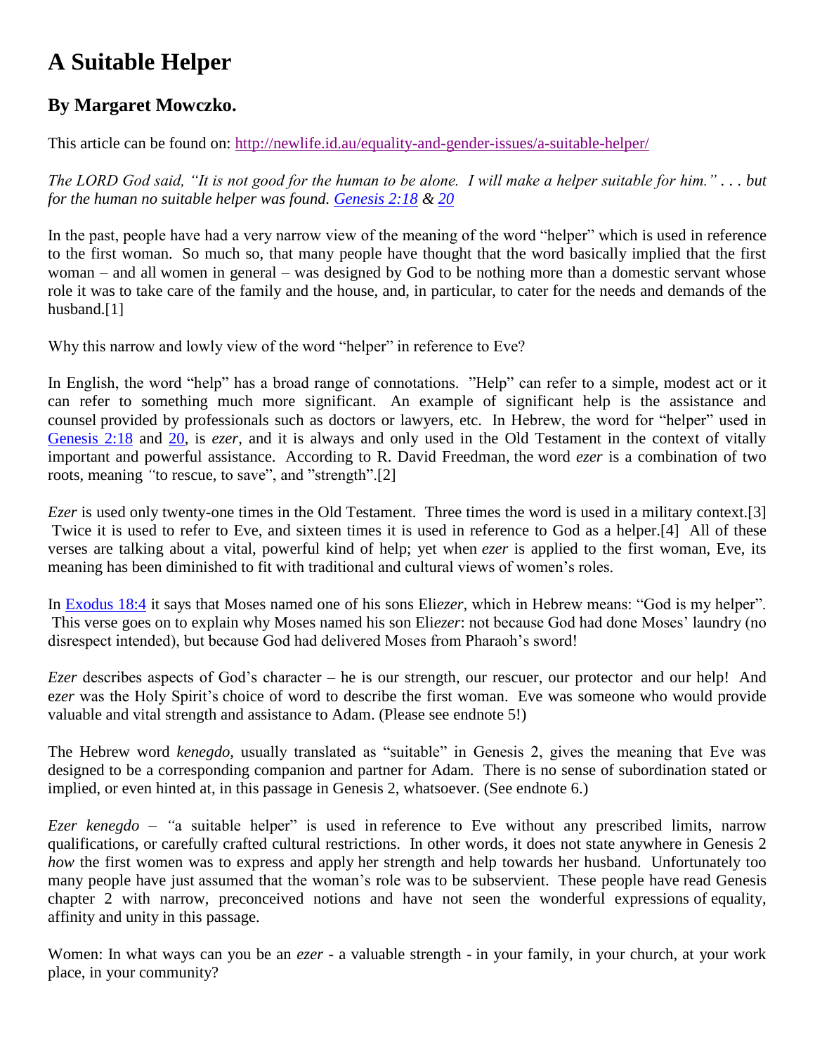# A Suitable Helper

## By Margaret Mowczko.

This article can be found on: [http://newlife.id.au/equality-and-gender-issues/a-suitable-helper/](http://newlife.id.au/equality-and-gender-issues/a-suitable-helper/)

*The LORD God said, "It is not good for the human to be alone. I will make a helper suitable for him." . . . but for the human no suitable helper was found. [Genesis 2:18](#) & [20](#)*

In the past, people have had a very narrow view of the meaning of the word "helper" which is used in reference to the first woman. So much so, that many people have thought that the word basically implied that the first woman – and all women in general – was designed by God to be nothing more than a domestic servant whose role it was to take care of the family and the house, and, in particular, to cater for the needs and demands of the husband.[1]

Why this narrow and lowly view of the word "helper" in reference to Eve?

In English, the word "help" has a broad range of connotations. "Help" can refer to a simple, modest act or it can refer to something much more significant. An example of significant help is the assistance and counsel provided by professionals such as doctors or lawyers, etc. In Hebrew, the word for "helper" used in [Genesis 2:18](#) and [20](#), is *ezer*, and it is always and only used in the Old Testament in the context of vitally important and powerful assistance. According to R. David Freedman, the word *ezer* is a combination of two roots, meaning "to rescue, to save", and "strength".[2]

*Ezer* is used only twenty-one times in the Old Testament. Three times the word is used in a military context.[3] Twice it is used to refer to Eve, and sixteen times it is used in reference to God as a helper.[4] All of these verses are talking about a vital, powerful kind of help; yet when *ezer* is applied to the first woman, Eve, its meaning has been diminished to fit with traditional and cultural views of women's roles.

In [Exodus 18:4](#) it says that Moses named one of his sons Eli*ezer*, which in Hebrew means: "God is my helper". This verse goes on to explain why Moses named his son Eli*ezer*: not because God had done Moses' laundry (no disrespect intended), but because God had delivered Moses from Pharaoh's sword!

*Ezer* describes aspects of God's character – he is our strength, our rescuer, our protector and our help! And e*zer* was the Holy Spirit's choice of word to describe the first woman. Eve was someone who would provide valuable and vital strength and assistance to Adam. (Please see endnote 5!)

The Hebrew word *kenegdo*, usually translated as "suitable" in Genesis 2, gives the meaning that Eve was designed to be a corresponding companion and partner for Adam. There is no sense of subordination stated or implied, or even hinted at, in this passage in Genesis 2, whatsoever. (See endnote 6.)

*Ezer kenegdo* – "a suitable helper" is used in reference to Eve without any prescribed limits, narrow qualifications, or carefully crafted cultural restrictions. In other words, it does not state anywhere in Genesis 2 *how* the first women was to express and apply her strength and help towards her husband. Unfortunately too many people have just assumed that the woman's role was to be subservient. These people have read Genesis chapter 2 with narrow, preconceived notions and have not seen the wonderful expressions of equality, affinity and unity in this passage.

Women: In what ways can you be an *ezer* - a valuable strength - in your family, in your church, at your work place, in your community?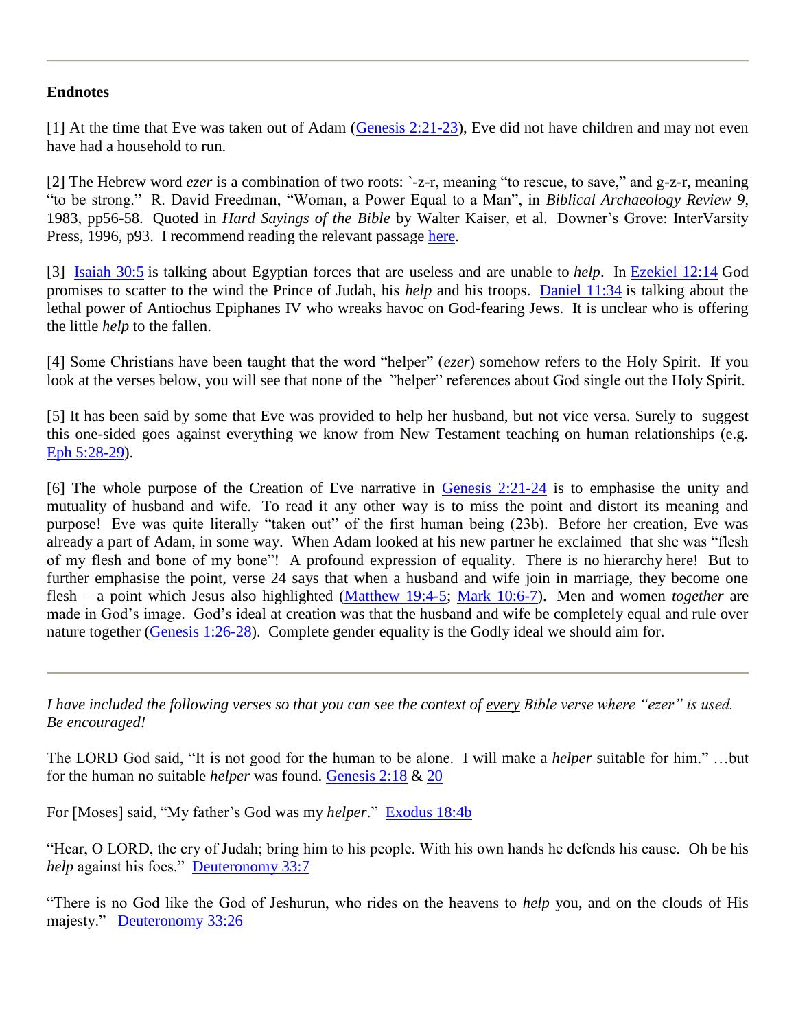---

**Endnotes**

[1] At the time that Eve was taken out of Adam (Genesis 2:21-23), Eve did not have children and may not even have had a household to run.

[2] The Hebrew word *ezer* is a combination of two roots: `-z-r, meaning "to rescue, to save," and g-z-r, meaning "to be strong." R. David Freedman, "Woman, a Power Equal to a Man", in *Biblical Archaeology Review 9*, 1983, pp56-58. Quoted in *Hard Sayings of the Bible* by Walter Kaiser, et al. Downer's Grove: InterVarsity Press, 1996, p93. I recommend reading the relevant passage here.

[3] Isaiah 30:5 is talking about Egyptian forces that are useless and are unable to *help*. In Ezekiel 12:14 God promises to scatter to the wind the Prince of Judah, his *help* and his troops. Daniel 11:34 is talking about the lethal power of Antiochus Epiphanes IV who wreaks havoc on God-fearing Jews. It is unclear who is offering the little *help* to the fallen.

[4] Some Christians have been taught that the word "helper" (*ezer*) somehow refers to the Holy Spirit. If you look at the verses below, you will see that none of the "helper" references about God single out the Holy Spirit.

[5] It has been said by some that Eve was provided to help her husband, but not vice versa. Surely to suggest this one-sided goes against everything we know from New Testament teaching on human relationships (e.g. Eph 5:28-29).

[6] The whole purpose of the Creation of Eve narrative in Genesis 2:21-24 is to emphasise the unity and mutuality of husband and wife. To read it any other way is to miss the point and distort its meaning and purpose! Eve was quite literally "taken out" of the first human being (23b). Before her creation, Eve was already a part of Adam, in some way. When Adam looked at his new partner he exclaimed that she was "flesh of my flesh and bone of my bone"! A profound expression of equality. There is no hierarchy here! But to further emphasise the point, verse 24 says that when a husband and wife join in marriage, they become one flesh – a point which Jesus also highlighted (Matthew 19:4-5; Mark 10:6-7). Men and women *together* are made in God's image. God's ideal at creation was that the husband and wife be completely equal and rule over nature together (Genesis 1:26-28). Complete gender equality is the Godly ideal we should aim for.

---

*I have included the following verses so that you can see the context of every Bible verse where "ezer" is used. Be encouraged!*

The LORD God said, "It is not good for the human to be alone. I will make a *helper* suitable for him." …but for the human no suitable *helper* was found. Genesis 2:18 & 20

For [Moses] said, "My father's God was my *helper*." Exodus 18:4b

"Hear, O LORD, the cry of Judah; bring him to his people. With his own hands he defends his cause. Oh be his *help* against his foes." Deuteronomy 33:7

"There is no God like the God of Jeshurun, who rides on the heavens to *help* you, and on the clouds of His majesty." Deuteronomy 33:26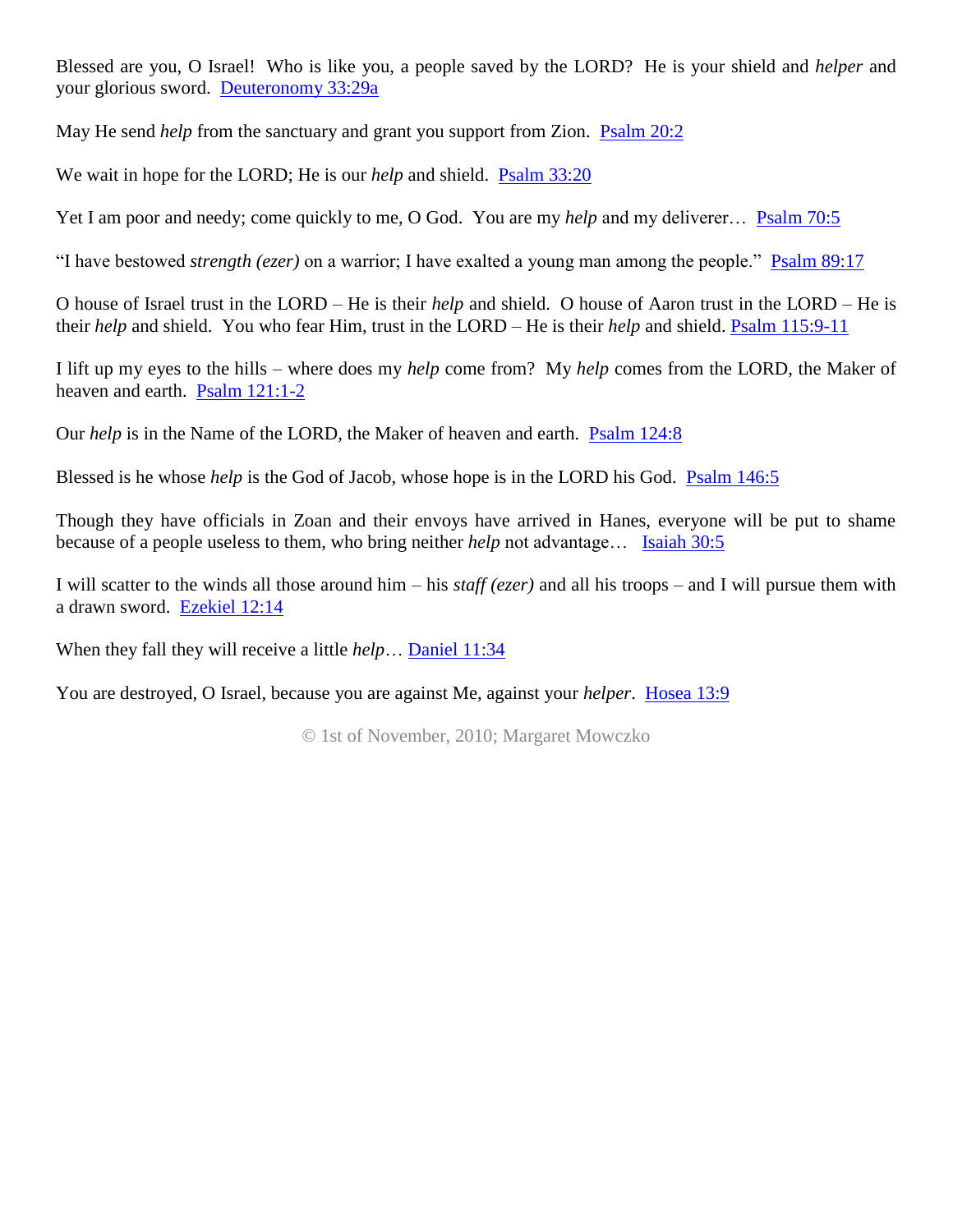Blessed are you, O Israel! Who is like you, a people saved by the LORD? He is your shield and *helper* and your glorious sword. Deuteronomy 33:29a

May He send *help* from the sanctuary and grant you support from Zion. Psalm 20:2

We wait in hope for the LORD; He is our *help* and shield. Psalm 33:20

Yet I am poor and needy; come quickly to me, O God. You are my *help* and my deliverer… Psalm 70:5

"I have bestowed *strength (ezer)* on a warrior; I have exalted a young man among the people." Psalm 89:17

O house of Israel trust in the LORD – He is their *help* and shield. O house of Aaron trust in the LORD – He is their *help* and shield. You who fear Him, trust in the LORD – He is their *help* and shield. Psalm 115:9-11

I lift up my eyes to the hills – where does my *help* come from? My *help* comes from the LORD, the Maker of heaven and earth. Psalm 121:1-2

Our *help* is in the Name of the LORD, the Maker of heaven and earth. Psalm 124:8

Blessed is he whose *help* is the God of Jacob, whose hope is in the LORD his God. Psalm 146:5

Though they have officials in Zoan and their envoys have arrived in Hanes, everyone will be put to shame because of a people useless to them, who bring neither *help* not advantage… Isaiah 30:5

I will scatter to the winds all those around him – his *staff (ezer)* and all his troops – and I will pursue them with a drawn sword. Ezekiel 12:14

When they fall they will receive a little *help*… Daniel 11:34

You are destroyed, O Israel, because you are against Me, against your *helper*. Hosea 13:9

© 1st of November, 2010; Margaret Mowczko